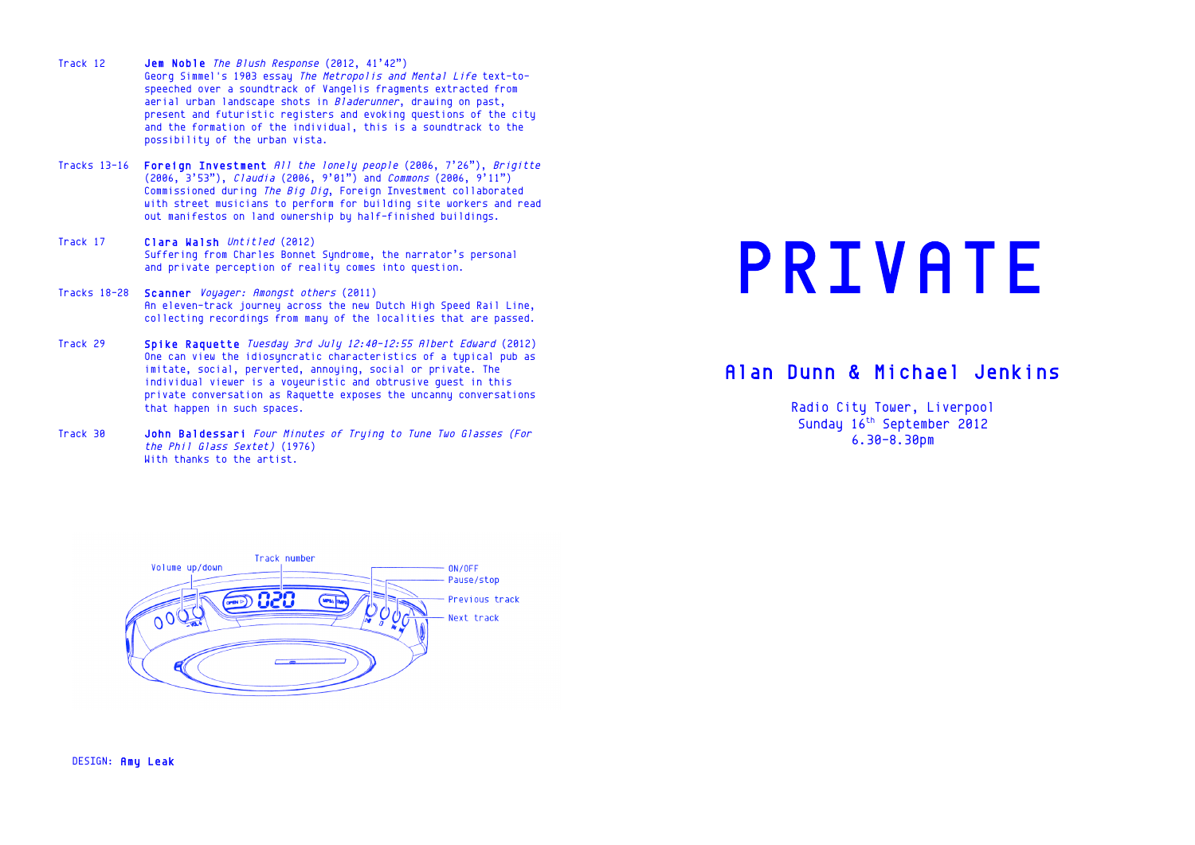Track 12 **Jem Noble** *The Blush Response* (2012, 41'42")
Georg Simmel's 1903 essay *The Metropolis and Mental Life* text-to-speeched over a soundtrack of Vangelis fragments extracted from aerial urban landscape shots in *Bladerunner*, drawing on past, present and futuristic registers and evoking questions of the city and the formation of the individual, this is a soundtrack to the possibility of the urban vista.

Tracks 13-16 **Foreign Investment** *All the lonely people* (2006, 7'26"), *Brigitte* (2006, 3'53"), *Claudia* (2006, 9'01") and *Commons* (2006, 9'11")
Commissioned during *The Big Dig*, Foreign Investment collaborated with street musicians to perform for building site workers and read out manifestos on land ownership by half-finished buildings.

Track 17 **Clara Walsh** *Untitled* (2012)
Suffering from Charles Bonnet Syndrome, the narrator's personal and private perception of reality comes into question.

Tracks 18-28 **Scanner** *Voyager: Amongst others* (2011)
An eleven-track journey across the new Dutch High Speed Rail Line, collecting recordings from many of the localities that are passed.

Track 29 **Spike Raquette** *Tuesday 3rd July 12:40-12:55 Albert Edward* (2012)
One can view the idiosyncratic characteristics of a typical pub as imitate, social, perverted, annoying, social or private. The individual viewer is a voyeuristic and obtrusive guest in this private conversation as Raquette exposes the uncanny conversations that happen in such spaces.

Track 30 **John Baldessari** *Four Minutes of Trying to Tune Two Glasses (For the Phil Glass Sextet)* (1976)
With thanks to the artist.

Volume up/down
Track number
ON/OFF
Pause/stop
Previous track
Next track

DESIGN: **Amy Leak**

# PRIVATE

## Alan Dunn & Michael Jenkins

Radio City Tower, Liverpool
Sunday 16th September 2012
6.30-8.30pm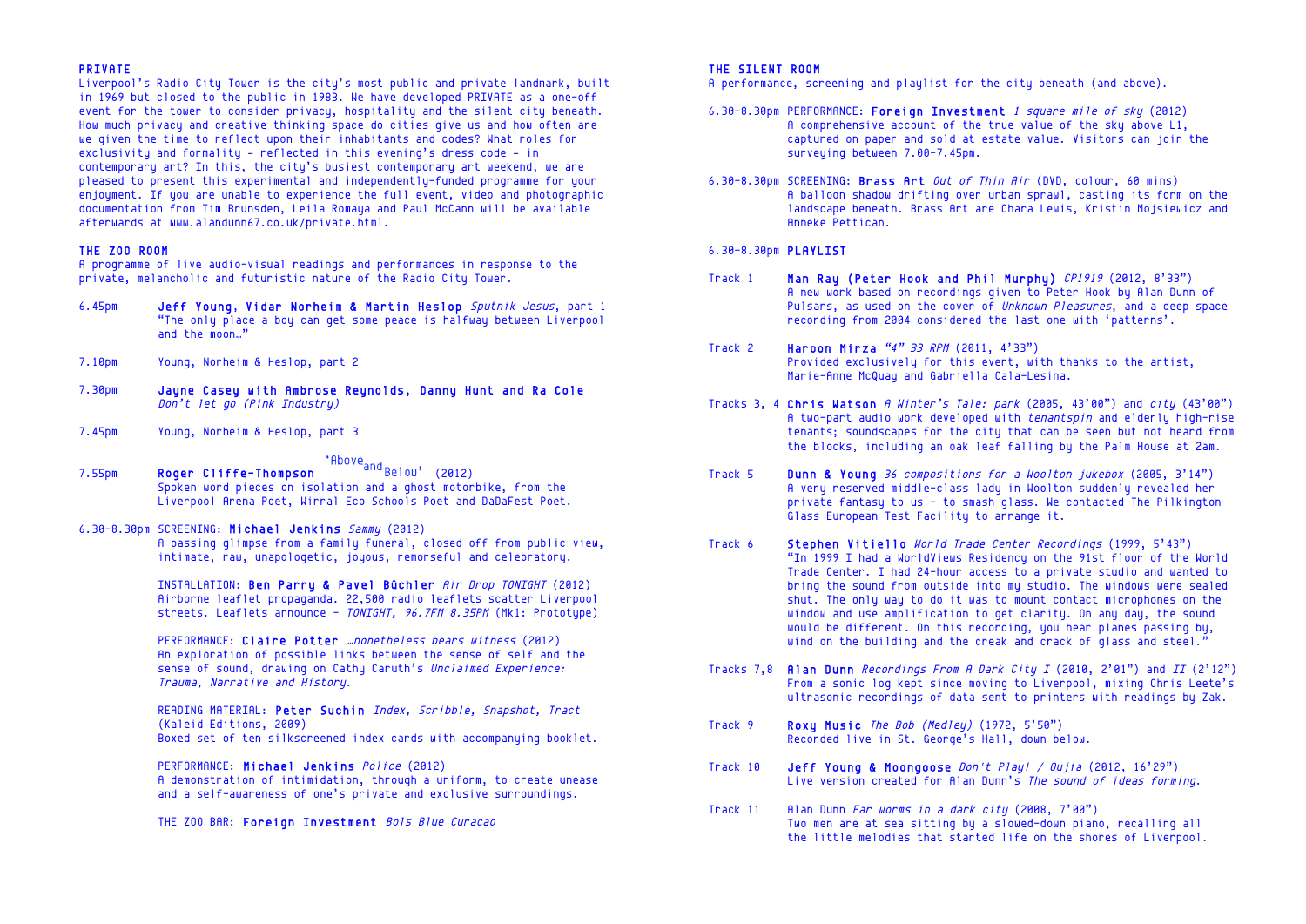## PRIVATE

Liverpool's Radio City Tower is the city's most public and private landmark, built in 1969 but closed to the public in 1983. We have developed PRIVATE as a one-off event for the tower to consider privacy, hospitality and the silent city beneath. How much privacy and creative thinking space do cities give us and how often are we given the time to reflect upon their inhabitants and codes? What roles for exclusivity and formality – reflected in this evening's dress code – in contemporary art? In this, the city's busiest contemporary art weekend, we are pleased to present this experimental and independently-funded programme for your enjoyment. If you are unable to experience the full event, video and photographic documentation from Tim Brunsden, Leila Romaya and Paul McCann will be available afterwards at www.alandunn67.co.uk/private.html.

## THE ZOO ROOM

A programme of live audio-visual readings and performances in response to the private, melancholic and futuristic nature of the Radio City Tower.

6.45pm **Jeff Young, Vidar Norheim & Martin Heslop** *Sputnik Jesus*, part 1
"The only place a boy can get some peace is halfway between Liverpool and the moon…"

7.10pm Young, Norheim & Heslop, part 2

7.30pm **Jayne Casey with Ambrose Reynolds, Danny Hunt and Ra Cole**
*Don't let go (Pink Industry)*

7.45pm Young, Norheim & Heslop, part 3

7.55pm **Roger Cliffe-Thompson** 'Above and Below' (2012)
Spoken word pieces on isolation and a ghost motorbike, from the Liverpool Arena Poet, Wirral Eco Schools Poet and DaDaFest Poet.

6.30–8.30pm SCREENING: **Michael Jenkins** *Sammy* (2012)
A passing glimpse from a family funeral, closed off from public view, intimate, raw, unapologetic, joyous, remorseful and celebratory.

INSTALLATION: **Ben Parry & Pavel Büchler** *Air Drop TONIGHT* (2012)
Airborne leaflet propaganda. 22,500 radio leaflets scatter Liverpool streets. Leaflets announce – *TONIGHT, 96.7FM 8.35PM* (Mk1: Prototype)

PERFORMANCE: **Claire Potter** *…nonetheless bears witness* (2012)
An exploration of possible links between the sense of self and the sense of sound, drawing on Cathy Caruth's *Unclaimed Experience: Trauma, Narrative and History*.

READING MATERIAL: **Peter Suchin** *Index, Scribble, Snapshot, Tract* (Kaleid Editions, 2009)
Boxed set of ten silkscreened index cards with accompanying booklet.

PERFORMANCE: **Michael Jenkins** *Police* (2012)
A demonstration of intimidation, through a uniform, to create unease and a self-awareness of one's private and exclusive surroundings.

THE ZOO BAR: **Foreign Investment** *Bols Blue Curacao*

## THE SILENT ROOM

A performance, screening and playlist for the city beneath (and above).

6.30–8.30pm PERFORMANCE: **Foreign Investment** *1 square mile of sky* (2012)
A comprehensive account of the true value of the sky above L1, captured on paper and sold at estate value. Visitors can join the surveying between 7.00–7.45pm.

6.30–8.30pm SCREENING: **Brass Art** *Out of Thin Air* (DVD, colour, 60 mins)
A balloon shadow drifting over urban sprawl, casting its form on the landscape beneath. Brass Art are Chara Lewis, Kristin Mojsiewicz and Anneke Pettican.

6.30–8.30pm **PLAYLIST**

Track 1 **Man Ray (Peter Hook and Phil Murphy)** *CP1919* (2012, 8'33")
A new work based on recordings given to Peter Hook by Alan Dunn of Pulsars, as used on the cover of *Unknown Pleasures*, and a deep space recording from 2004 considered the last one with 'patterns'.

Track 2 **Haroon Mirza** *"4" 33 RPM* (2011, 4'33")
Provided exclusively for this event, with thanks to the artist, Marie-Anne McQuay and Gabriella Cala-Lesina.

Tracks 3, 4 **Chris Watson** *A Winter's Tale: park* (2005, 43'00") and *city* (43'00")
A two-part audio work developed with *tenantspin* and elderly high-rise tenants; soundscapes for the city that can be seen but not heard from the blocks, including an oak leaf falling by the Palm House at 2am.

Track 5 **Dunn & Young** *36 compositions for a Woolton jukebox* (2005, 3'14")
A very reserved middle-class lady in Woolton suddenly revealed her private fantasy to us – to smash glass. We contacted The Pilkington Glass European Test Facility to arrange it.

Track 6 **Stephen Vitiello** *World Trade Center Recordings* (1999, 5'43")
"In 1999 I had a WorldViews Residency on the 91st floor of the World Trade Center. I had 24-hour access to a private studio and wanted to bring the sound from outside into my studio. The windows were sealed shut. The only way to do it was to mount contact microphones on the window and use amplification to get clarity. On any day, the sound would be different. On this recording, you hear planes passing by, wind on the building and the creak and crack of glass and steel."

Tracks 7,8 **Alan Dunn** *Recordings From A Dark City I* (2010, 2'01") and *II* (2'12")
From a sonic log kept since moving to Liverpool, mixing Chris Leete's ultrasonic recordings of data sent to printers with readings by Zak.

Track 9 **Roxy Music** *The Bob (Medley)* (1972, 5'50")
Recorded live in St. George's Hall, down below.

Track 10 **Jeff Young & Moongoose** *Don't Play! / Ouija* (2012, 16'29")
Live version created for Alan Dunn's *The sound of ideas forming*.

Track 11 Alan Dunn *Ear worms in a dark city* (2008, 7'00")
Two men are at sea sitting by a slowed-down piano, recalling all the little melodies that started life on the shores of Liverpool.